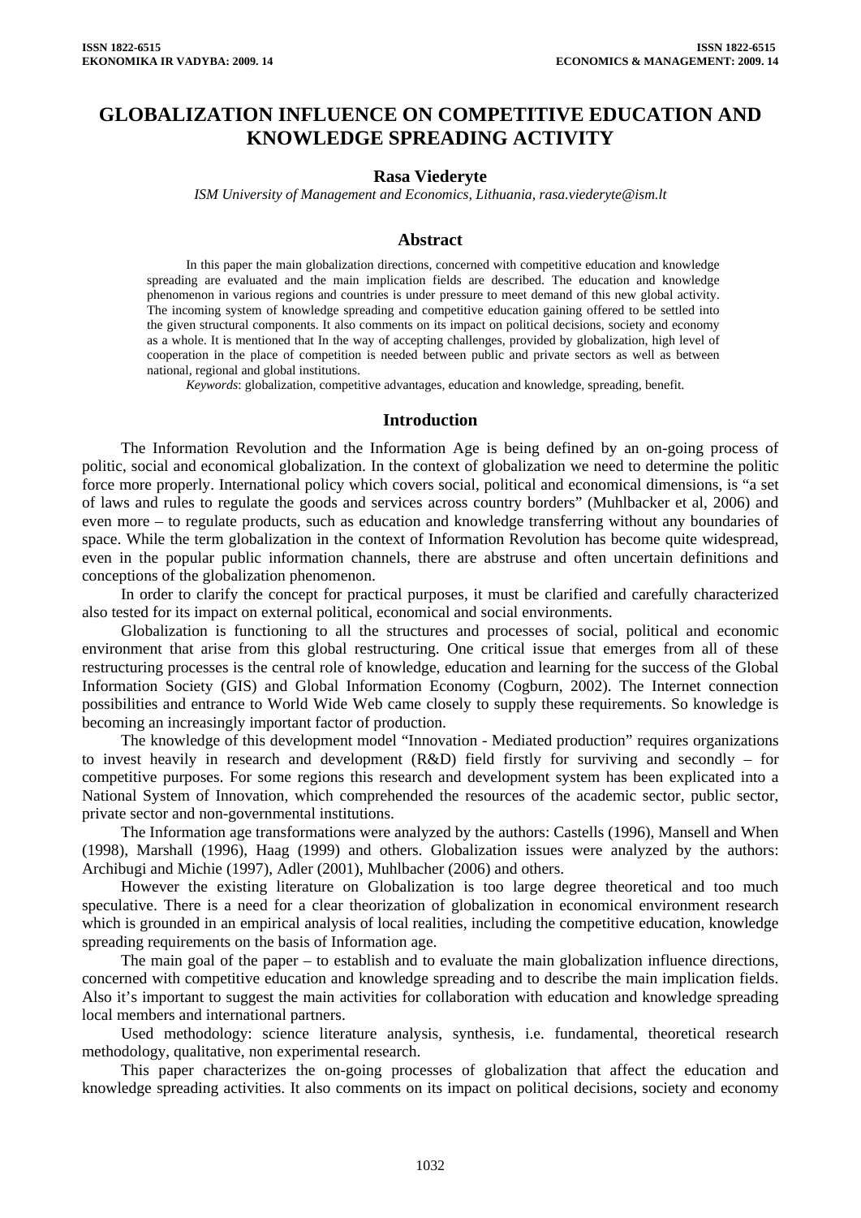# GLOBALIZATION INFLUENCE ON COMPETITIVE EDUCATION AND KNOWLEDGE SPREADING ACTIVITY

**Rasa Viederyte**

*ISM University of Management and Economics, Lithuania, rasa.viederyte@ism.lt*

## Abstract

In this paper the main globalization directions, concerned with competitive education and knowledge spreading are evaluated and the main implication fields are described. The education and knowledge phenomenon in various regions and countries is under pressure to meet demand of this new global activity. The incoming system of knowledge spreading and competitive education gaining offered to be settled into the given structural components. It also comments on its impact on political decisions, society and economy as a whole. It is mentioned that In the way of accepting challenges, provided by globalization, high level of cooperation in the place of competition is needed between public and private sectors as well as between national, regional and global institutions.

*Keywords*: globalization, competitive advantages, education and knowledge, spreading, benefit.

## Introduction

The Information Revolution and the Information Age is being defined by an on-going process of politic, social and economical globalization. In the context of globalization we need to determine the politic force more properly. International policy which covers social, political and economical dimensions, is "a set of laws and rules to regulate the goods and services across country borders" (Muhlbacker et al, 2006) and even more – to regulate products, such as education and knowledge transferring without any boundaries of space. While the term globalization in the context of Information Revolution has become quite widespread, even in the popular public information channels, there are abstruse and often uncertain definitions and conceptions of the globalization phenomenon.

In order to clarify the concept for practical purposes, it must be clarified and carefully characterized also tested for its impact on external political, economical and social environments.

Globalization is functioning to all the structures and processes of social, political and economic environment that arise from this global restructuring. One critical issue that emerges from all of these restructuring processes is the central role of knowledge, education and learning for the success of the Global Information Society (GIS) and Global Information Economy (Cogburn, 2002). The Internet connection possibilities and entrance to World Wide Web came closely to supply these requirements. So knowledge is becoming an increasingly important factor of production.

The knowledge of this development model "Innovation - Mediated production" requires organizations to invest heavily in research and development (R&D) field firstly for surviving and secondly – for competitive purposes. For some regions this research and development system has been explicated into a National System of Innovation, which comprehended the resources of the academic sector, public sector, private sector and non-governmental institutions.

The Information age transformations were analyzed by the authors: Castells (1996), Mansell and When (1998), Marshall (1996), Haag (1999) and others. Globalization issues were analyzed by the authors: Archibugi and Michie (1997), Adler (2001), Muhlbacher (2006) and others.

However the existing literature on Globalization is too large degree theoretical and too much speculative. There is a need for a clear theorization of globalization in economical environment research which is grounded in an empirical analysis of local realities, including the competitive education, knowledge spreading requirements on the basis of Information age.

The main goal of the paper – to establish and to evaluate the main globalization influence directions, concerned with competitive education and knowledge spreading and to describe the main implication fields. Also it's important to suggest the main activities for collaboration with education and knowledge spreading local members and international partners.

Used methodology: science literature analysis, synthesis, i.e. fundamental, theoretical research methodology, qualitative, non experimental research.

This paper characterizes the on-going processes of globalization that affect the education and knowledge spreading activities. It also comments on its impact on political decisions, society and economy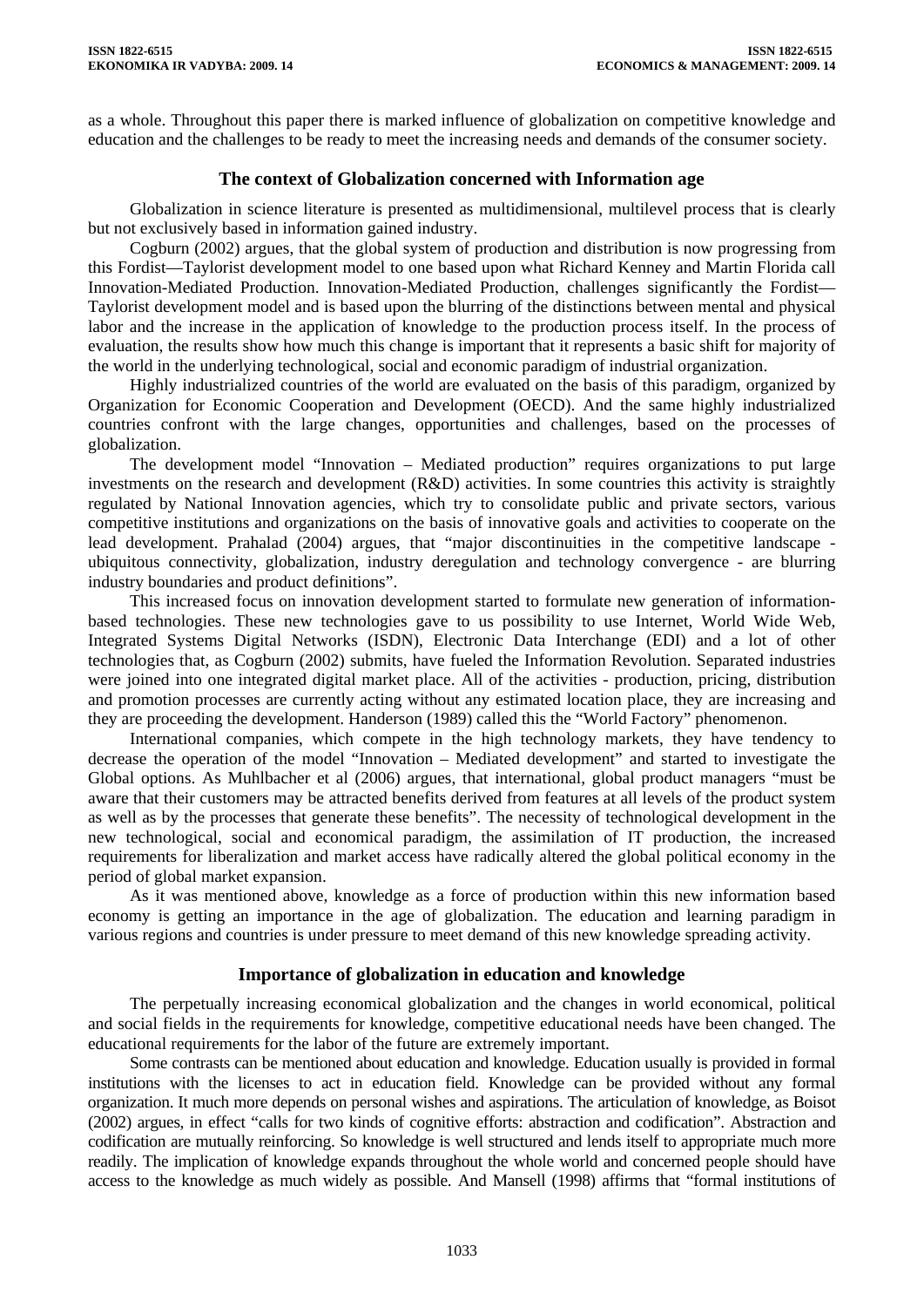as a whole. Throughout this paper there is marked influence of globalization on competitive knowledge and education and the challenges to be ready to meet the increasing needs and demands of the consumer society.

## The context of Globalization concerned with Information age

Globalization in science literature is presented as multidimensional, multilevel process that is clearly but not exclusively based in information gained industry.

Cogburn (2002) argues, that the global system of production and distribution is now progressing from this Fordist—Taylorist development model to one based upon what Richard Kenney and Martin Florida call Innovation-Mediated Production. Innovation-Mediated Production, challenges significantly the Fordist—Taylorist development model and is based upon the blurring of the distinctions between mental and physical labor and the increase in the application of knowledge to the production process itself. In the process of evaluation, the results show how much this change is important that it represents a basic shift for majority of the world in the underlying technological, social and economic paradigm of industrial organization.

Highly industrialized countries of the world are evaluated on the basis of this paradigm, organized by Organization for Economic Cooperation and Development (OECD). And the same highly industrialized countries confront with the large changes, opportunities and challenges, based on the processes of globalization.

The development model "Innovation – Mediated production" requires organizations to put large investments on the research and development (R&D) activities. In some countries this activity is straightly regulated by National Innovation agencies, which try to consolidate public and private sectors, various competitive institutions and organizations on the basis of innovative goals and activities to cooperate on the lead development. Prahalad (2004) argues, that "major discontinuities in the competitive landscape - ubiquitous connectivity, globalization, industry deregulation and technology convergence - are blurring industry boundaries and product definitions".

This increased focus on innovation development started to formulate new generation of information-based technologies. These new technologies gave to us possibility to use Internet, World Wide Web, Integrated Systems Digital Networks (ISDN), Electronic Data Interchange (EDI) and a lot of other technologies that, as Cogburn (2002) submits, have fueled the Information Revolution. Separated industries were joined into one integrated digital market place. All of the activities - production, pricing, distribution and promotion processes are currently acting without any estimated location place, they are increasing and they are proceeding the development. Handerson (1989) called this the "World Factory" phenomenon.

International companies, which compete in the high technology markets, they have tendency to decrease the operation of the model "Innovation – Mediated development" and started to investigate the Global options. As Muhlbacher et al (2006) argues, that international, global product managers "must be aware that their customers may be attracted benefits derived from features at all levels of the product system as well as by the processes that generate these benefits". The necessity of technological development in the new technological, social and economical paradigm, the assimilation of IT production, the increased requirements for liberalization and market access have radically altered the global political economy in the period of global market expansion.

As it was mentioned above, knowledge as a force of production within this new information based economy is getting an importance in the age of globalization. The education and learning paradigm in various regions and countries is under pressure to meet demand of this new knowledge spreading activity.

## Importance of globalization in education and knowledge

The perpetually increasing economical globalization and the changes in world economical, political and social fields in the requirements for knowledge, competitive educational needs have been changed. The educational requirements for the labor of the future are extremely important.

Some contrasts can be mentioned about education and knowledge. Education usually is provided in formal institutions with the licenses to act in education field. Knowledge can be provided without any formal organization. It much more depends on personal wishes and aspirations. The articulation of knowledge, as Boisot (2002) argues, in effect "calls for two kinds of cognitive efforts: abstraction and codification". Abstraction and codification are mutually reinforcing. So knowledge is well structured and lends itself to appropriate much more readily. The implication of knowledge expands throughout the whole world and concerned people should have access to the knowledge as much widely as possible. And Mansell (1998) affirms that "formal institutions of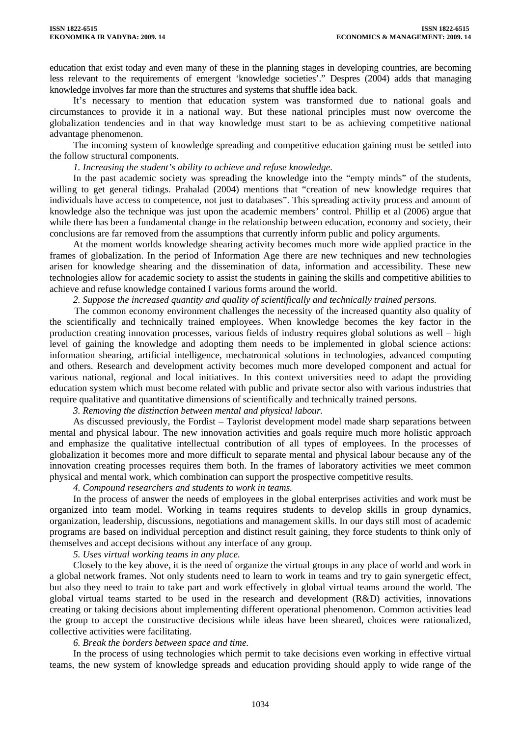education that exist today and even many of these in the planning stages in developing countries, are becoming less relevant to the requirements of emergent 'knowledge societies'." Despres (2004) adds that managing knowledge involves far more than the structures and systems that shuffle idea back.

It's necessary to mention that education system was transformed due to national goals and circumstances to provide it in a national way. But these national principles must now overcome the globalization tendencies and in that way knowledge must start to be as achieving competitive national advantage phenomenon.

The incoming system of knowledge spreading and competitive education gaining must be settled into the follow structural components.

*1. Increasing the student's ability to achieve and refuse knowledge.*

In the past academic society was spreading the knowledge into the "empty minds" of the students, willing to get general tidings. Prahalad (2004) mentions that "creation of new knowledge requires that individuals have access to competence, not just to databases". This spreading activity process and amount of knowledge also the technique was just upon the academic members' control. Phillip et al (2006) argue that while there has been a fundamental change in the relationship between education, economy and society, their conclusions are far removed from the assumptions that currently inform public and policy arguments.

At the moment worlds knowledge shearing activity becomes much more wide applied practice in the frames of globalization. In the period of Information Age there are new techniques and new technologies arisen for knowledge shearing and the dissemination of data, information and accessibility. These new technologies allow for academic society to assist the students in gaining the skills and competitive abilities to achieve and refuse knowledge contained I various forms around the world.

*2. Suppose the increased quantity and quality of scientifically and technically trained persons.*

The common economy environment challenges the necessity of the increased quantity also quality of the scientifically and technically trained employees. When knowledge becomes the key factor in the production creating innovation processes, various fields of industry requires global solutions as well – high level of gaining the knowledge and adopting them needs to be implemented in global science actions: information shearing, artificial intelligence, mechatronical solutions in technologies, advanced computing and others. Research and development activity becomes much more developed component and actual for various national, regional and local initiatives. In this context universities need to adapt the providing education system which must become related with public and private sector also with various industries that require qualitative and quantitative dimensions of scientifically and technically trained persons.

*3. Removing the distinction between mental and physical labour.*

As discussed previously, the Fordist – Taylorist development model made sharp separations between mental and physical labour. The new innovation activities and goals require much more holistic approach and emphasize the qualitative intellectual contribution of all types of employees. In the processes of globalization it becomes more and more difficult to separate mental and physical labour because any of the innovation creating processes requires them both. In the frames of laboratory activities we meet common physical and mental work, which combination can support the prospective competitive results.

*4. Compound researchers and students to work in teams.*

In the process of answer the needs of employees in the global enterprises activities and work must be organized into team model. Working in teams requires students to develop skills in group dynamics, organization, leadership, discussions, negotiations and management skills. In our days still most of academic programs are based on individual perception and distinct result gaining, they force students to think only of themselves and accept decisions without any interface of any group.

*5. Uses virtual working teams in any place.*

Closely to the key above, it is the need of organize the virtual groups in any place of world and work in a global network frames. Not only students need to learn to work in teams and try to gain synergetic effect, but also they need to train to take part and work effectively in global virtual teams around the world. The global virtual teams started to be used in the research and development (R&D) activities, innovations creating or taking decisions about implementing different operational phenomenon. Common activities lead the group to accept the constructive decisions while ideas have been sheared, choices were rationalized, collective activities were facilitating.

*6. Break the borders between space and time.*

In the process of using technologies which permit to take decisions even working in effective virtual teams, the new system of knowledge spreads and education providing should apply to wide range of the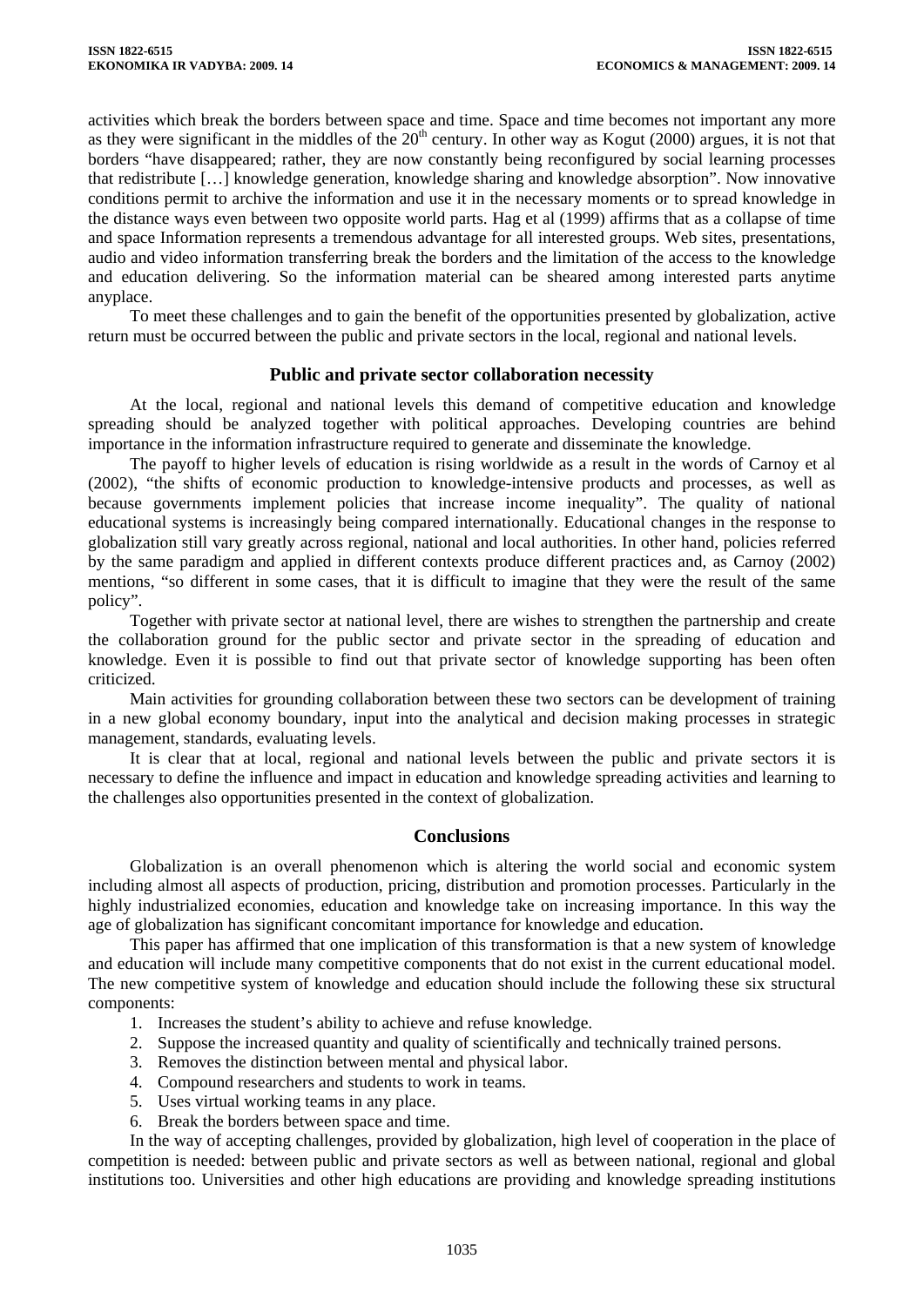activities which break the borders between space and time. Space and time becomes not important any more as they were significant in the middles of the 20th century. In other way as Kogut (2000) argues, it is not that borders "have disappeared; rather, they are now constantly being reconfigured by social learning processes that redistribute […] knowledge generation, knowledge sharing and knowledge absorption". Now innovative conditions permit to archive the information and use it in the necessary moments or to spread knowledge in the distance ways even between two opposite world parts. Hag et al (1999) affirms that as a collapse of time and space Information represents a tremendous advantage for all interested groups. Web sites, presentations, audio and video information transferring break the borders and the limitation of the access to the knowledge and education delivering. So the information material can be sheared among interested parts anytime anyplace.

To meet these challenges and to gain the benefit of the opportunities presented by globalization, active return must be occurred between the public and private sectors in the local, regional and national levels.

## Public and private sector collaboration necessity

At the local, regional and national levels this demand of competitive education and knowledge spreading should be analyzed together with political approaches. Developing countries are behind importance in the information infrastructure required to generate and disseminate the knowledge.

The payoff to higher levels of education is rising worldwide as a result in the words of Carnoy et al (2002), "the shifts of economic production to knowledge-intensive products and processes, as well as because governments implement policies that increase income inequality". The quality of national educational systems is increasingly being compared internationally. Educational changes in the response to globalization still vary greatly across regional, national and local authorities. In other hand, policies referred by the same paradigm and applied in different contexts produce different practices and, as Carnoy (2002) mentions, "so different in some cases, that it is difficult to imagine that they were the result of the same policy".

Together with private sector at national level, there are wishes to strengthen the partnership and create the collaboration ground for the public sector and private sector in the spreading of education and knowledge. Even it is possible to find out that private sector of knowledge supporting has been often criticized.

Main activities for grounding collaboration between these two sectors can be development of training in a new global economy boundary, input into the analytical and decision making processes in strategic management, standards, evaluating levels.

It is clear that at local, regional and national levels between the public and private sectors it is necessary to define the influence and impact in education and knowledge spreading activities and learning to the challenges also opportunities presented in the context of globalization.

## Conclusions

Globalization is an overall phenomenon which is altering the world social and economic system including almost all aspects of production, pricing, distribution and promotion processes. Particularly in the highly industrialized economies, education and knowledge take on increasing importance. In this way the age of globalization has significant concomitant importance for knowledge and education.

This paper has affirmed that one implication of this transformation is that a new system of knowledge and education will include many competitive components that do not exist in the current educational model. The new competitive system of knowledge and education should include the following these six structural components:

1. Increases the student's ability to achieve and refuse knowledge.
2. Suppose the increased quantity and quality of scientifically and technically trained persons.
3. Removes the distinction between mental and physical labor.
4. Compound researchers and students to work in teams.
5. Uses virtual working teams in any place.
6. Break the borders between space and time.

In the way of accepting challenges, provided by globalization, high level of cooperation in the place of competition is needed: between public and private sectors as well as between national, regional and global institutions too. Universities and other high educations are providing and knowledge spreading institutions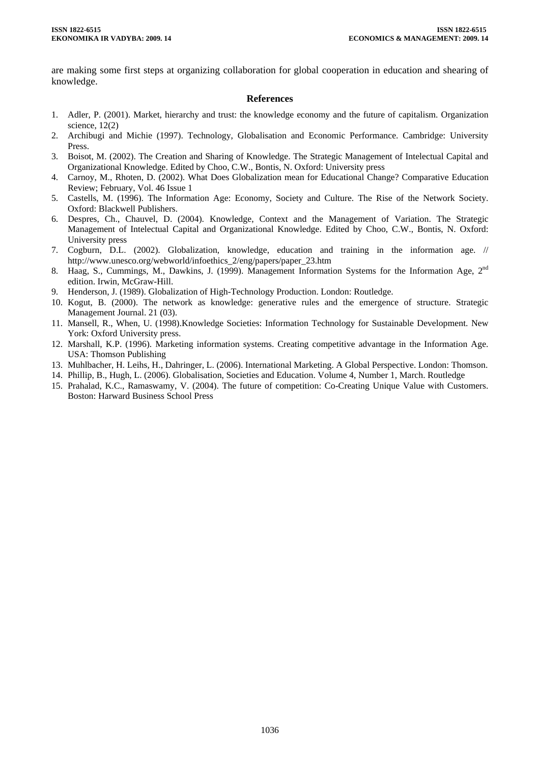are making some first steps at organizing collaboration for global cooperation in education and shearing of knowledge.

## References

1. Adler, P. (2001). Market, hierarchy and trust: the knowledge economy and the future of capitalism. Organization science, 12(2)
2. Archibugi and Michie (1997). Technology, Globalisation and Economic Performance. Cambridge: University Press.
3. Boisot, M. (2002). The Creation and Sharing of Knowledge. The Strategic Management of Intelectual Capital and Organizational Knowledge. Edited by Choo, C.W., Bontis, N. Oxford: University press
4. Carnoy, M., Rhoten, D. (2002). What Does Globalization mean for Educational Change? Comparative Education Review; February, Vol. 46 Issue 1
5. Castells, M. (1996). The Information Age: Economy, Society and Culture. The Rise of the Network Society. Oxford: Blackwell Publishers.
6. Despres, Ch., Chauvel, D. (2004). Knowledge, Context and the Management of Variation. The Strategic Management of Intelectual Capital and Organizational Knowledge. Edited by Choo, C.W., Bontis, N. Oxford: University press
7. Cogburn, D.L. (2002). Globalization, knowledge, education and training in the information age. // http://www.unesco.org/webworld/infoethics_2/eng/papers/paper_23.htm
8. Haag, S., Cummings, M., Dawkins, J. (1999). Management Information Systems for the Information Age, 2nd edition. Irwin, McGraw-Hill.
9. Henderson, J. (1989). Globalization of High-Technology Production. London: Routledge.
10. Kogut, B. (2000). The network as knowledge: generative rules and the emergence of structure. Strategic Management Journal. 21 (03).
11. Mansell, R., When, U. (1998).Knowledge Societies: Information Technology for Sustainable Development. New York: Oxford University press.
12. Marshall, K.P. (1996). Marketing information systems. Creating competitive advantage in the Information Age. USA: Thomson Publishing
13. Muhlbacher, H. Leihs, H., Dahringer, L. (2006). International Marketing. A Global Perspective. London: Thomson.
14. Phillip, B., Hugh, L. (2006). Globalisation, Societies and Education. Volume 4, Number 1, March. Routledge
15. Prahalad, K.C., Ramaswamy, V. (2004). The future of competition: Co-Creating Unique Value with Customers. Boston: Harward Business School Press